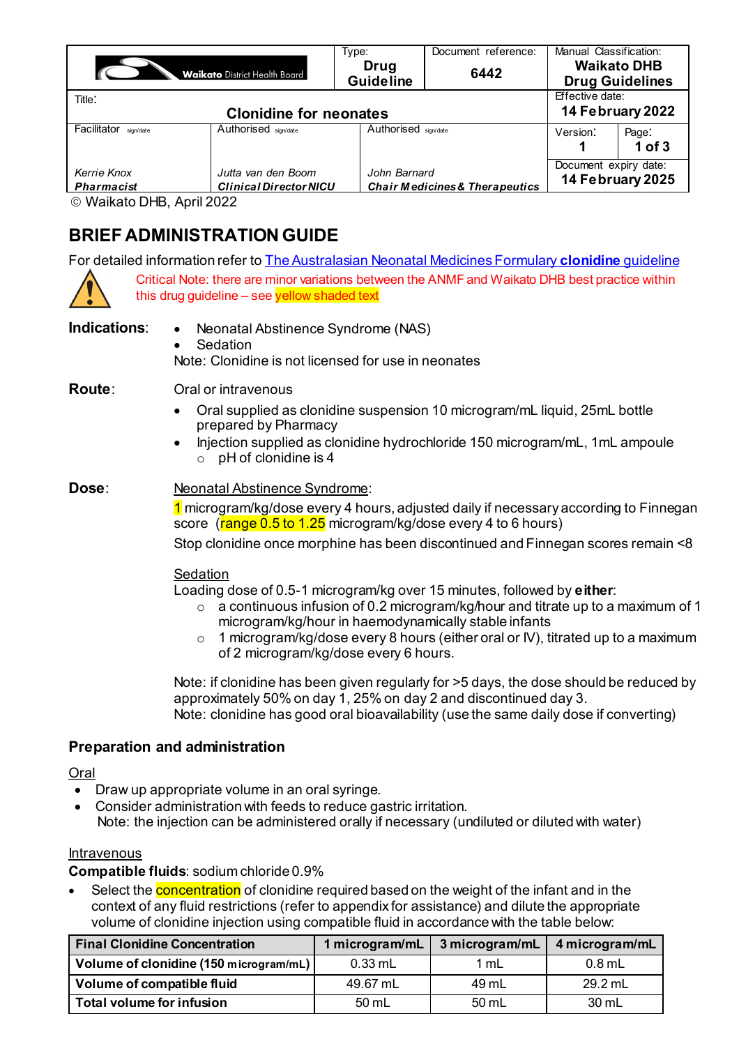| Waikato District Health Board | Type: **Drug Guideline** | Document reference: **6442** | Manual Classification: **Waikato DHB Drug Guidelines** |
|---|---|---|---|
| Title: **Clonidine for neonates** | | | Effective date: **14 February 2022** |
| Facilitator sign/date *Kerrie Knox* ***Pharmacist*** | Authorised sign/date *Jutta van den Boom* ***Clinical Director NICU*** | Authorised sign/date *John Barnard* ***Chair Medicines & Therapeutics*** | Version: **1** / Page: **1 of 3** / Document expiry date: **14 February 2025** |

© Waikato DHB, April 2022

# BRIEF ADMINISTRATION GUIDE

For detailed information refer to The Australasian Neonatal Medicines Formulary **clonidine** guideline

Critical Note: there are minor variations between the ANMF and Waikato DHB best practice within this drug guideline – see yellow shaded text

**Indications**:
- Neonatal Abstinence Syndrome (NAS)
- Sedation

Note: Clonidine is not licensed for use in neonates

**Route**: Oral or intravenous
- Oral supplied as clonidine suspension 10 microgram/mL liquid, 25mL bottle prepared by Pharmacy
- Injection supplied as clonidine hydrochloride 150 microgram/mL, 1mL ampoule
  - pH of clonidine is 4

**Dose**:

Neonatal Abstinence Syndrome:

1 microgram/kg/dose every 4 hours, adjusted daily if necessary according to Finnegan score (range 0.5 to 1.25 microgram/kg/dose every 4 to 6 hours)

Stop clonidine once morphine has been discontinued and Finnegan scores remain <8

Sedation

Loading dose of 0.5-1 microgram/kg over 15 minutes, followed by **either**:
- a continuous infusion of 0.2 microgram/kg/hour and titrate up to a maximum of 1 microgram/kg/hour in haemodynamically stable infants
- 1 microgram/kg/dose every 8 hours (either oral or IV), titrated up to a maximum of 2 microgram/kg/dose every 6 hours.

Note: if clonidine has been given regularly for >5 days, the dose should be reduced by approximately 50% on day 1, 25% on day 2 and discontinued day 3.
Note: clonidine has good oral bioavailability (use the same daily dose if converting)

## Preparation and administration

Oral
- Draw up appropriate volume in an oral syringe.
- Consider administration with feeds to reduce gastric irritation.
  Note: the injection can be administered orally if necessary (undiluted or diluted with water)

Intravenous

**Compatible fluids**: sodium chloride 0.9%
- Select the concentration of clonidine required based on the weight of the infant and in the context of any fluid restrictions (refer to appendix for assistance) and dilute the appropriate volume of clonidine injection using compatible fluid in accordance with the table below:

| Final Clonidine Concentration | 1 microgram/mL | 3 microgram/mL | 4 microgram/mL |
|---|---|---|---|
| Volume of clonidine (150 microgram/mL) | 0.33 mL | 1 mL | 0.8 mL |
| Volume of compatible fluid | 49.67 mL | 49 mL | 29.2 mL |
| Total volume for infusion | 50 mL | 50 mL | 30 mL |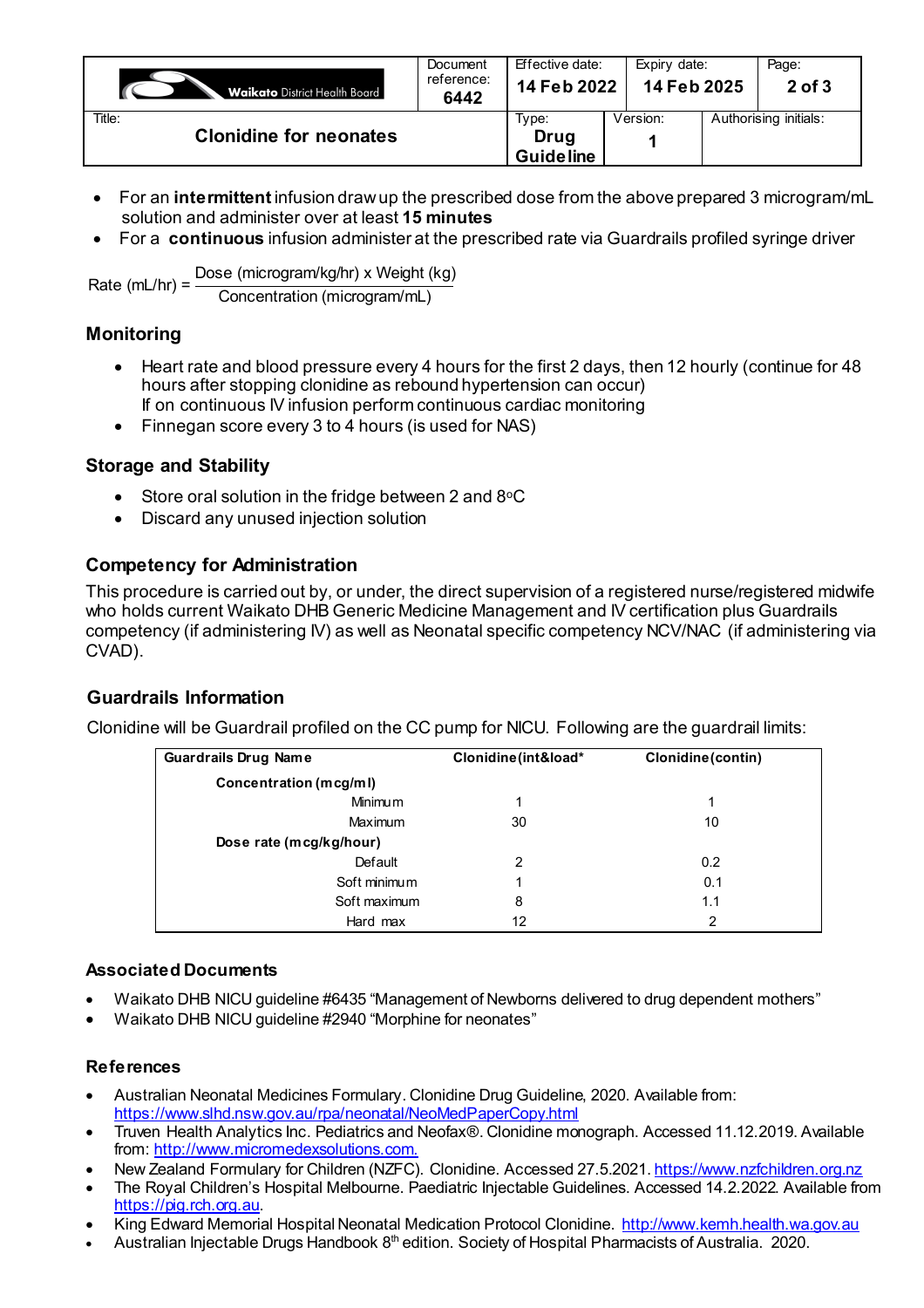- For an **intermittent** infusion draw up the prescribed dose from the above prepared 3 microgram/mL solution and administer over at least **15 minutes**
- For a **continuous** infusion administer at the prescribed rate via Guardrails profiled syringe driver

$$\text{Rate (mL/hr)} = \frac{\text{Dose (microgram/kg/hr)} \times \text{Weight (kg)}}{\text{Concentration (microgram/mL)}}$$

## Monitoring

- Heart rate and blood pressure every 4 hours for the first 2 days, then 12 hourly (continue for 48 hours after stopping clonidine as rebound hypertension can occur)
  If on continuous IV infusion perform continuous cardiac monitoring
- Finnegan score every 3 to 4 hours (is used for NAS)

## Storage and Stability

- Store oral solution in the fridge between 2 and 8°C
- Discard any unused injection solution

## Competency for Administration

This procedure is carried out by, or under, the direct supervision of a registered nurse/registered midwife who holds current Waikato DHB Generic Medicine Management and IV certification plus Guardrails competency (if administering IV) as well as Neonatal specific competency NCV/NAC (if administering via CVAD).

## Guardrails Information

Clonidine will be Guardrail profiled on the CC pump for NICU. Following are the guardrail limits:

| Guardrails Drug Name | Clonidine (int&load* | Clonidine (contin) |
|---|---|---|
| **Concentration (mcg/ml)** | | |
| Minimum | 1 | 1 |
| Maximum | 30 | 10 |
| **Dose rate (mcg/kg/hour)** | | |
| Default | 2 | 0.2 |
| Soft minimum | 1 | 0.1 |
| Soft maximum | 8 | 1.1 |
| Hard max | 12 | 2 |

## Associated Documents

- Waikato DHB NICU guideline #6435 "Management of Newborns delivered to drug dependent mothers"
- Waikato DHB NICU guideline #2940 "Morphine for neonates"

## References

- Australian Neonatal Medicines Formulary. Clonidine Drug Guideline, 2020. Available from: https://www.slhd.nsw.gov.au/rpa/neonatal/NeoMedPaperCopy.html
- Truven Health Analytics Inc. Pediatrics and Neofax®. Clonidine monograph. Accessed 11.12.2019. Available from: http://www.micromedexsolutions.com.
- New Zealand Formulary for Children (NZFC). Clonidine. Accessed 27.5.2021. https://www.nzfchildren.org.nz
- The Royal Children's Hospital Melbourne. Paediatric Injectable Guidelines. Accessed 14.2.2022. Available from https://pig.rch.org.au.
- King Edward Memorial Hospital Neonatal Medication Protocol Clonidine. http://www.kemh.health.wa.gov.au
- Australian Injectable Drugs Handbook 8th edition. Society of Hospital Pharmacists of Australia. 2020.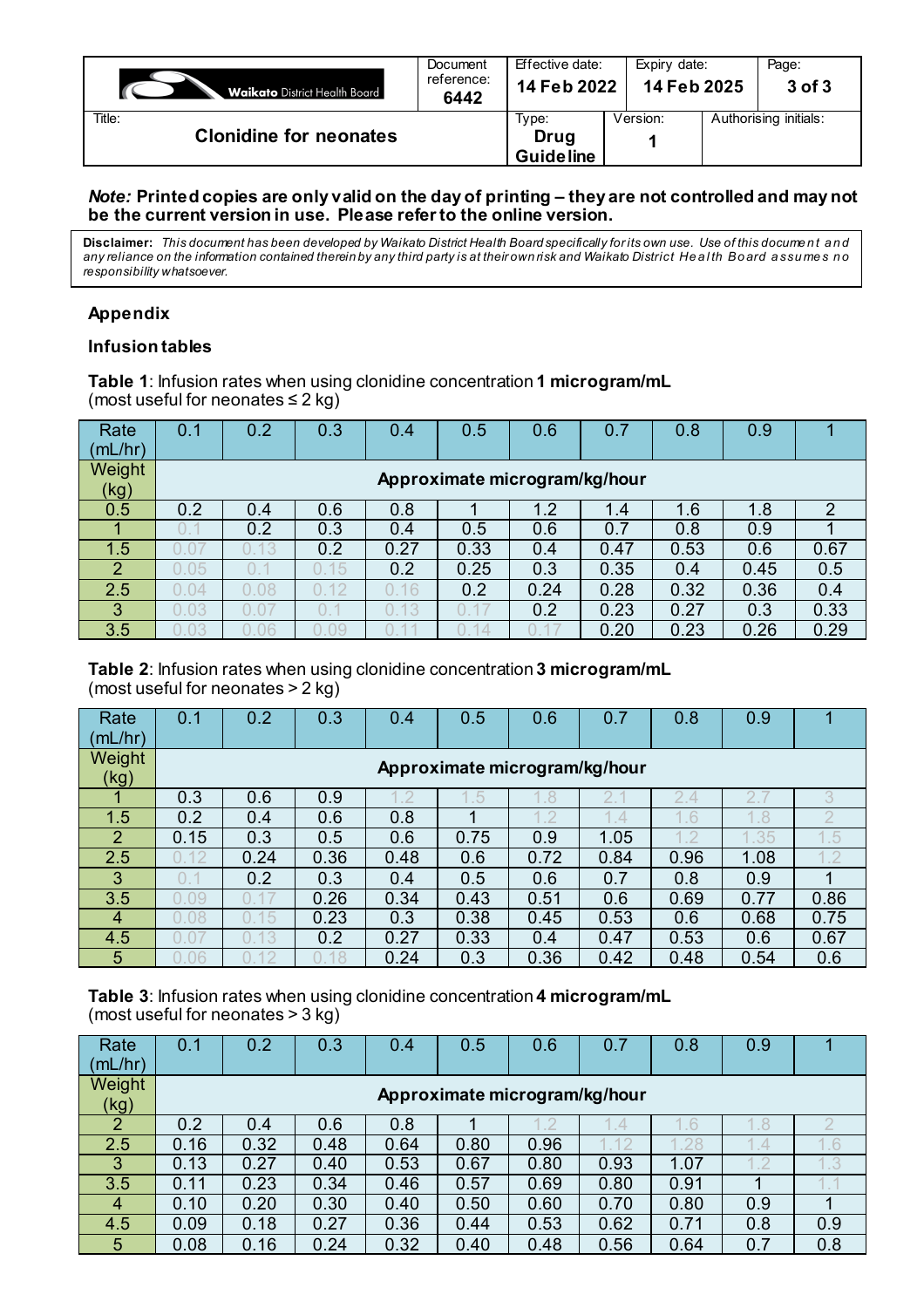| Waikato District Health Board | Document reference: 6442 | Effective date: 14 Feb 2022 | Expiry date: 14 Feb 2025 | Page: 3 of 3 |
|---|---|---|---|---|
| Title: Clonidine for neonates | | Type: Drug Guideline | Version: 1 | Authorising initials: |

***Note:* Printed copies are only valid on the day of printing – they are not controlled and may not be the current version in use. Please refer to the online version.**

**Disclaimer:** *This document has been developed by Waikato District Health Board specifically for its own use. Use of this document and any reliance on the information contained therein by any third party is at their own risk and Waikato District Health Board assumes no responsibility whatsoever.*

## Appendix

### Infusion tables

**Table 1**: Infusion rates when using clonidine concentration **1 microgram/mL**
(most useful for neonates ≤ 2 kg)

| Rate (mL/hr) | 0.1 | 0.2 | 0.3 | 0.4 | 0.5 | 0.6 | 0.7 | 0.8 | 0.9 | 1 |
|---|---|---|---|---|---|---|---|---|---|---|
| Weight (kg) | **Approximate microgram/kg/hour** | | | | | | | | | |
| 0.5 | 0.2 | 0.4 | 0.6 | 0.8 | 1 | 1.2 | 1.4 | 1.6 | 1.8 | 2 |
| 1 | 0.1 | 0.2 | 0.3 | 0.4 | 0.5 | 0.6 | 0.7 | 0.8 | 0.9 | 1 |
| 1.5 | 0.07 | 0.13 | 0.2 | 0.27 | 0.33 | 0.4 | 0.47 | 0.53 | 0.6 | 0.67 |
| 2 | 0.05 | 0.1 | 0.15 | 0.2 | 0.25 | 0.3 | 0.35 | 0.4 | 0.45 | 0.5 |
| 2.5 | 0.04 | 0.08 | 0.12 | 0.16 | 0.2 | 0.24 | 0.28 | 0.32 | 0.36 | 0.4 |
| 3 | 0.03 | 0.07 | 0.1 | 0.13 | 0.17 | 0.2 | 0.23 | 0.27 | 0.3 | 0.33 |
| 3.5 | 0.03 | 0.06 | 0.09 | 0.11 | 0.14 | 0.17 | 0.20 | 0.23 | 0.26 | 0.29 |

**Table 2**: Infusion rates when using clonidine concentration **3 microgram/mL**
(most useful for neonates > 2 kg)

| Rate (mL/hr) | 0.1 | 0.2 | 0.3 | 0.4 | 0.5 | 0.6 | 0.7 | 0.8 | 0.9 | 1 |
|---|---|---|---|---|---|---|---|---|---|---|
| Weight (kg) | **Approximate microgram/kg/hour** | | | | | | | | | |
| 1 | 0.3 | 0.6 | 0.9 | 1.2 | 1.5 | 1.8 | 2.1 | 2.4 | 2.7 | 3 |
| 1.5 | 0.2 | 0.4 | 0.6 | 0.8 | 1 | 1.2 | 1.4 | 1.6 | 1.8 | 2 |
| 2 | 0.15 | 0.3 | 0.5 | 0.6 | 0.75 | 0.9 | 1.05 | 1.2 | 1.35 | 1.5 |
| 2.5 | 0.12 | 0.24 | 0.36 | 0.48 | 0.6 | 0.72 | 0.84 | 0.96 | 1.08 | 1.2 |
| 3 | 0.1 | 0.2 | 0.3 | 0.4 | 0.5 | 0.6 | 0.7 | 0.8 | 0.9 | 1 |
| 3.5 | 0.09 | 0.17 | 0.26 | 0.34 | 0.43 | 0.51 | 0.6 | 0.69 | 0.77 | 0.86 |
| 4 | 0.08 | 0.15 | 0.23 | 0.3 | 0.38 | 0.45 | 0.53 | 0.6 | 0.68 | 0.75 |
| 4.5 | 0.07 | 0.13 | 0.2 | 0.27 | 0.33 | 0.4 | 0.47 | 0.53 | 0.6 | 0.67 |
| 5 | 0.06 | 0.12 | 0.18 | 0.24 | 0.3 | 0.36 | 0.42 | 0.48 | 0.54 | 0.6 |

**Table 3**: Infusion rates when using clonidine concentration **4 microgram/mL**
(most useful for neonates > 3 kg)

| Rate (mL/hr) | 0.1 | 0.2 | 0.3 | 0.4 | 0.5 | 0.6 | 0.7 | 0.8 | 0.9 | 1 |
|---|---|---|---|---|---|---|---|---|---|---|
| Weight (kg) | **Approximate microgram/kg/hour** | | | | | | | | | |
| 2 | 0.2 | 0.4 | 0.6 | 0.8 | 1 | 1.2 | 1.4 | 1.6 | 1.8 | 2 |
| 2.5 | 0.16 | 0.32 | 0.48 | 0.64 | 0.80 | 0.96 | 1.12 | 1.28 | 1.4 | 1.6 |
| 3 | 0.13 | 0.27 | 0.40 | 0.53 | 0.67 | 0.80 | 0.93 | 1.07 | 1.2 | 1.3 |
| 3.5 | 0.11 | 0.23 | 0.34 | 0.46 | 0.57 | 0.69 | 0.80 | 0.91 | 1 | 1.1 |
| 4 | 0.10 | 0.20 | 0.30 | 0.40 | 0.50 | 0.60 | 0.70 | 0.80 | 0.9 | 1 |
| 4.5 | 0.09 | 0.18 | 0.27 | 0.36 | 0.44 | 0.53 | 0.62 | 0.71 | 0.8 | 0.9 |
| 5 | 0.08 | 0.16 | 0.24 | 0.32 | 0.40 | 0.48 | 0.56 | 0.64 | 0.7 | 0.8 |